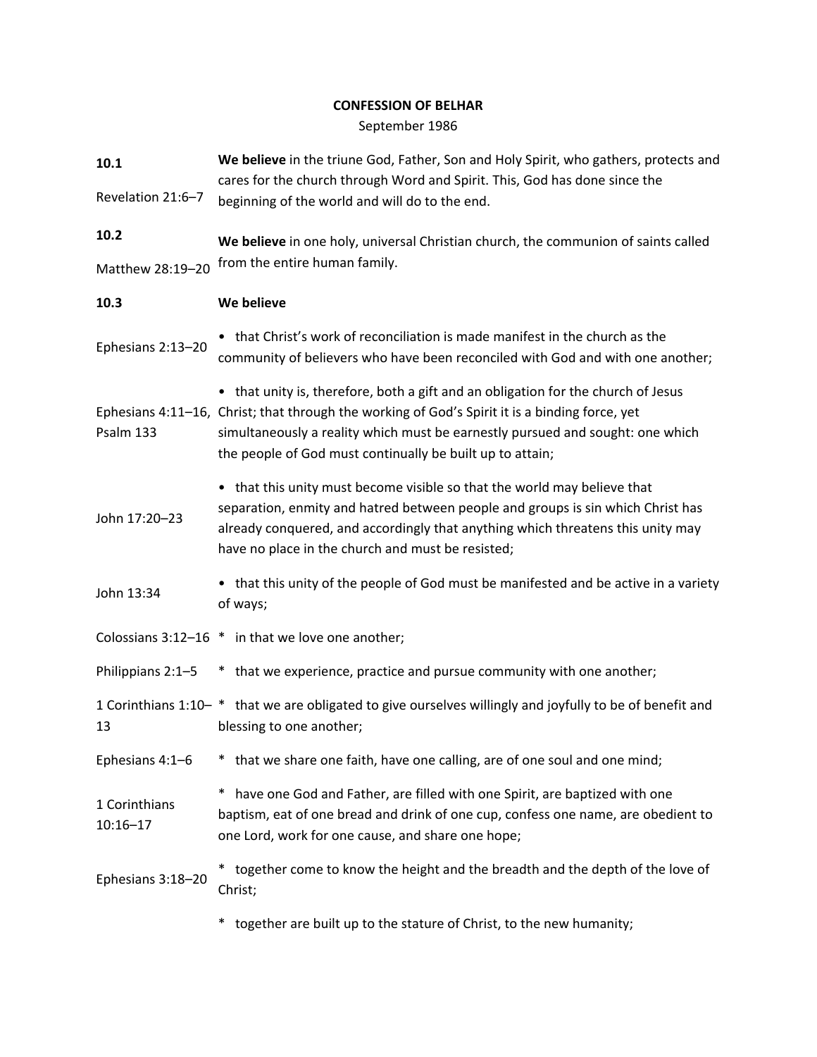# CONFESSION OF BELHAR

September 1986

**10.1**

Revelation 21:6–7

**We believe** in the triune God, Father, Son and Holy Spirit, who gathers, protects and cares for the church through Word and Spirit. This, God has done since the beginning of the world and will do to the end.

**10.2**

Matthew 28:19–20

**We believe** in one holy, universal Christian church, the communion of saints called from the entire human family.

**10.3**

**We believe**

Ephesians 2:13–20

• that Christ's work of reconciliation is made manifest in the church as the community of believers who have been reconciled with God and with one another;

Ephesians 4:11–16, Psalm 133

• that unity is, therefore, both a gift and an obligation for the church of Jesus Christ; that through the working of God's Spirit it is a binding force, yet simultaneously a reality which must be earnestly pursued and sought: one which the people of God must continually be built up to attain;

John 17:20–23

• that this unity must become visible so that the world may believe that separation, enmity and hatred between people and groups is sin which Christ has already conquered, and accordingly that anything which threatens this unity may have no place in the church and must be resisted;

John 13:34

• that this unity of the people of God must be manifested and be active in a variety of ways;

Colossians 3:12–16

\* in that we love one another;

Philippians 2:1–5

\* that we experience, practice and pursue community with one another;

1 Corinthians 1:10–13

\* that we are obligated to give ourselves willingly and joyfully to be of benefit and blessing to one another;

Ephesians 4:1–6

\* that we share one faith, have one calling, are of one soul and one mind;

1 Corinthians 10:16–17

\* have one God and Father, are filled with one Spirit, are baptized with one baptism, eat of one bread and drink of one cup, confess one name, are obedient to one Lord, work for one cause, and share one hope;

Ephesians 3:18–20

\* together come to know the height and the breadth and the depth of the love of Christ;

\* together are built up to the stature of Christ, to the new humanity;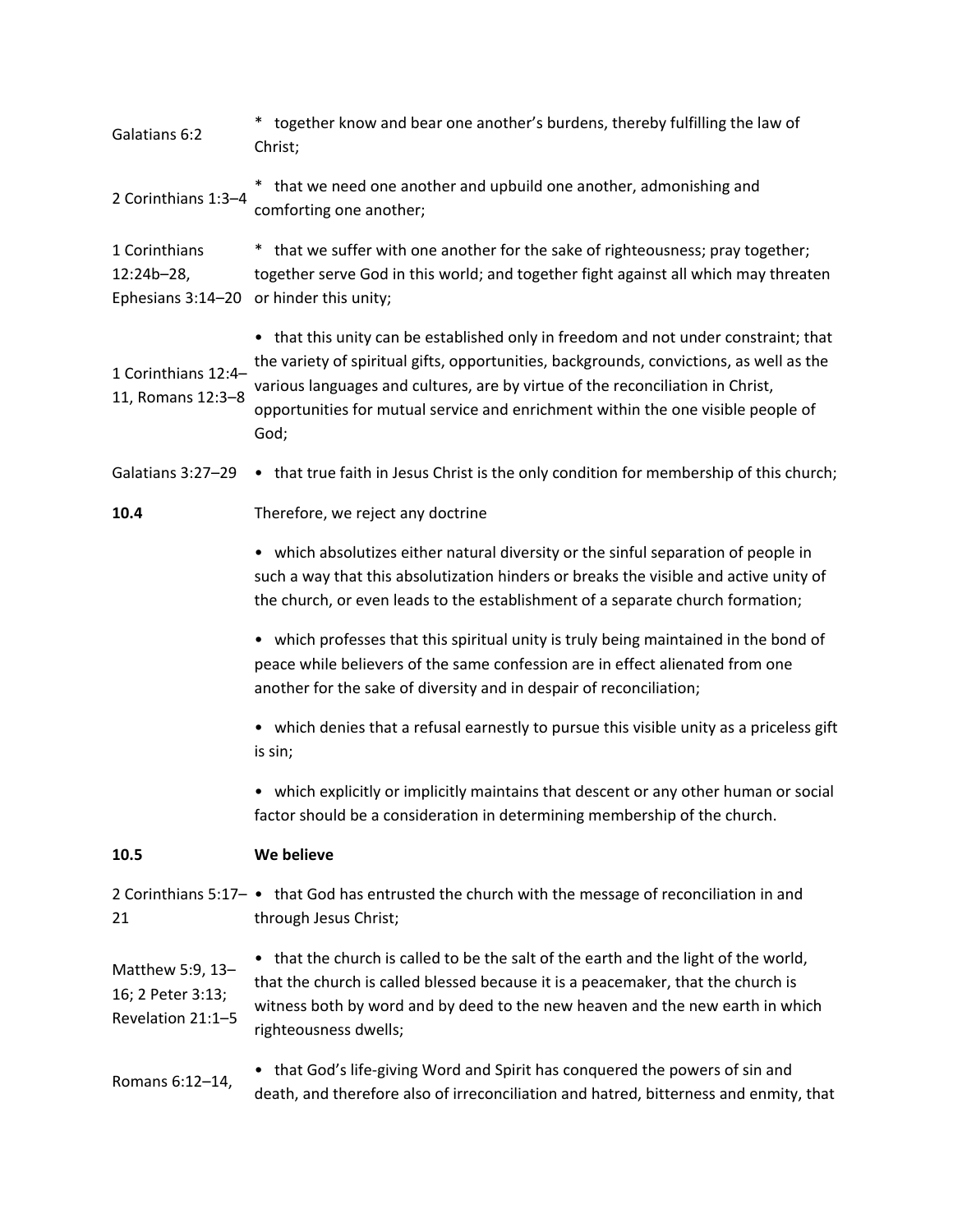| | |
|---|---|
| Galatians 6:2 | * together know and bear one another's burdens, thereby fulfilling the law of Christ; |
| 2 Corinthians 1:3–4 | * that we need one another and upbuild one another, admonishing and comforting one another; |
| 1 Corinthians 12:24b–28, Ephesians 3:14–20 | * that we suffer with one another for the sake of righteousness; pray together; together serve God in this world; and together fight against all which may threaten or hinder this unity; |
| 1 Corinthians 12:4–11, Romans 12:3–8 | • that this unity can be established only in freedom and not under constraint; that the variety of spiritual gifts, opportunities, backgrounds, convictions, as well as the various languages and cultures, are by virtue of the reconciliation in Christ, opportunities for mutual service and enrichment within the one visible people of God; |
| Galatians 3:27–29 | • that true faith in Jesus Christ is the only condition for membership of this church; |
| **10.4** | Therefore, we reject any doctrine |
| | • which absolutizes either natural diversity or the sinful separation of people in such a way that this absolutization hinders or breaks the visible and active unity of the church, or even leads to the establishment of a separate church formation; |
| | • which professes that this spiritual unity is truly being maintained in the bond of peace while believers of the same confession are in effect alienated from one another for the sake of diversity and in despair of reconciliation; |
| | • which denies that a refusal earnestly to pursue this visible unity as a priceless gift is sin; |
| | • which explicitly or implicitly maintains that descent or any other human or social factor should be a consideration in determining membership of the church. |
| **10.5** | **We believe** |
| 2 Corinthians 5:17–21 | • that God has entrusted the church with the message of reconciliation in and through Jesus Christ; |
| Matthew 5:9, 13–16; 2 Peter 3:13; Revelation 21:1–5 | • that the church is called to be the salt of the earth and the light of the world, that the church is called blessed because it is a peacemaker, that the church is witness both by word and by deed to the new heaven and the new earth in which righteousness dwells; |
| Romans 6:12–14, | • that God's life-giving Word and Spirit has conquered the powers of sin and death, and therefore also of irreconciliation and hatred, bitterness and enmity, that |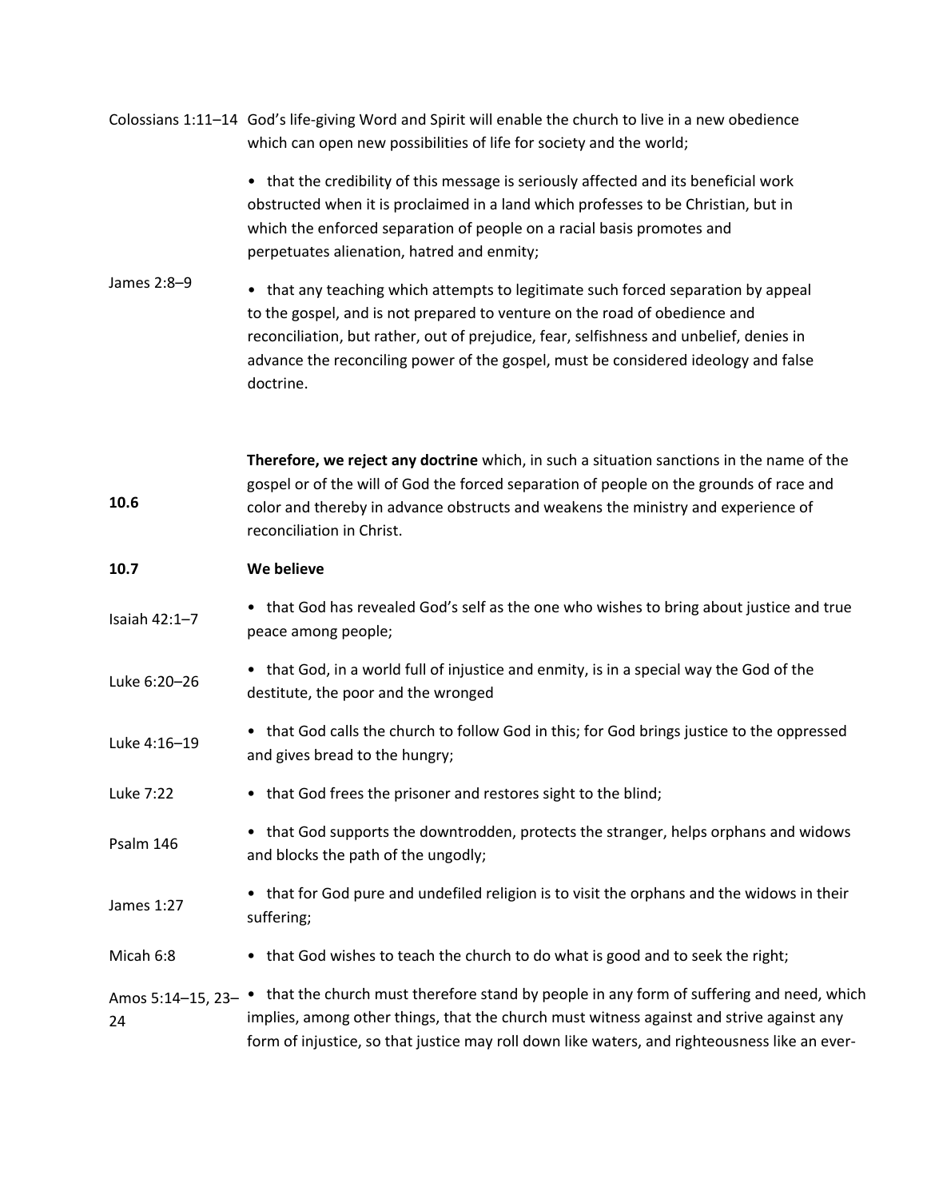Colossians 1:11–14 God's life-giving Word and Spirit will enable the church to live in a new obedience which can open new possibilities of life for society and the world;

- that the credibility of this message is seriously affected and its beneficial work obstructed when it is proclaimed in a land which professes to be Christian, but in which the enforced separation of people on a racial basis promotes and perpetuates alienation, hatred and enmity;

James 2:8–9

- that any teaching which attempts to legitimate such forced separation by appeal to the gospel, and is not prepared to venture on the road of obedience and reconciliation, but rather, out of prejudice, fear, selfishness and unbelief, denies in advance the reconciling power of the gospel, must be considered ideology and false doctrine.

**10.6**

**Therefore, we reject any doctrine** which, in such a situation sanctions in the name of the gospel or of the will of God the forced separation of people on the grounds of race and color and thereby in advance obstructs and weakens the ministry and experience of reconciliation in Christ.

**10.7** **We believe**

Isaiah 42:1–7

- that God has revealed God's self as the one who wishes to bring about justice and true peace among people;

Luke 6:20–26

- that God, in a world full of injustice and enmity, is in a special way the God of the destitute, the poor and the wronged

Luke 4:16–19

- that God calls the church to follow God in this; for God brings justice to the oppressed and gives bread to the hungry;

Luke 7:22

- that God frees the prisoner and restores sight to the blind;

Psalm 146

- that God supports the downtrodden, protects the stranger, helps orphans and widows and blocks the path of the ungodly;

James 1:27

- that for God pure and undefiled religion is to visit the orphans and the widows in their suffering;

Micah 6:8

- that God wishes to teach the church to do what is good and to seek the right;

Amos 5:14–15, 23–24

- that the church must therefore stand by people in any form of suffering and need, which implies, among other things, that the church must witness against and strive against any form of injustice, so that justice may roll down like waters, and righteousness like an ever-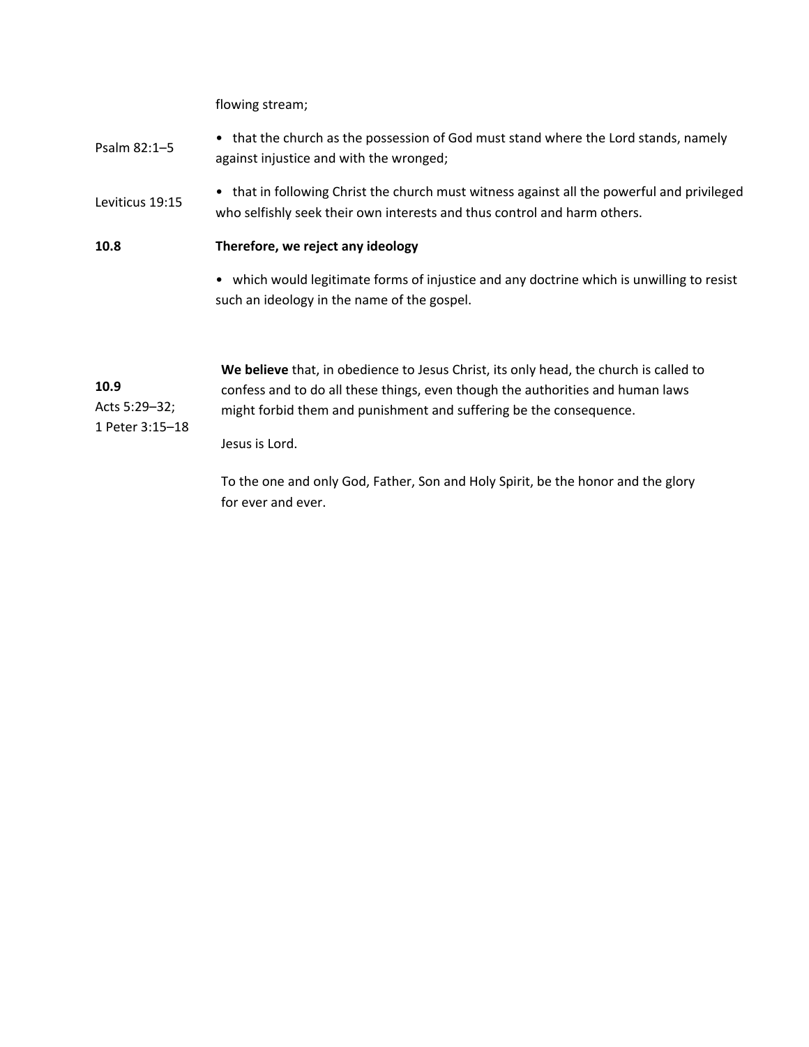flowing stream;

Psalm 82:1–5 • that the church as the possession of God must stand where the Lord stands, namely against injustice and with the wronged;

Leviticus 19:15 • that in following Christ the church must witness against all the powerful and privileged who selfishly seek their own interests and thus control and harm others.

**10.8** **Therefore, we reject any ideology**

• which would legitimate forms of injustice and any doctrine which is unwilling to resist such an ideology in the name of the gospel.

**10.9**
Acts 5:29–32;
1 Peter 3:15–18

**We believe** that, in obedience to Jesus Christ, its only head, the church is called to confess and to do all these things, even though the authorities and human laws might forbid them and punishment and suffering be the consequence.

Jesus is Lord.

To the one and only God, Father, Son and Holy Spirit, be the honor and the glory for ever and ever.